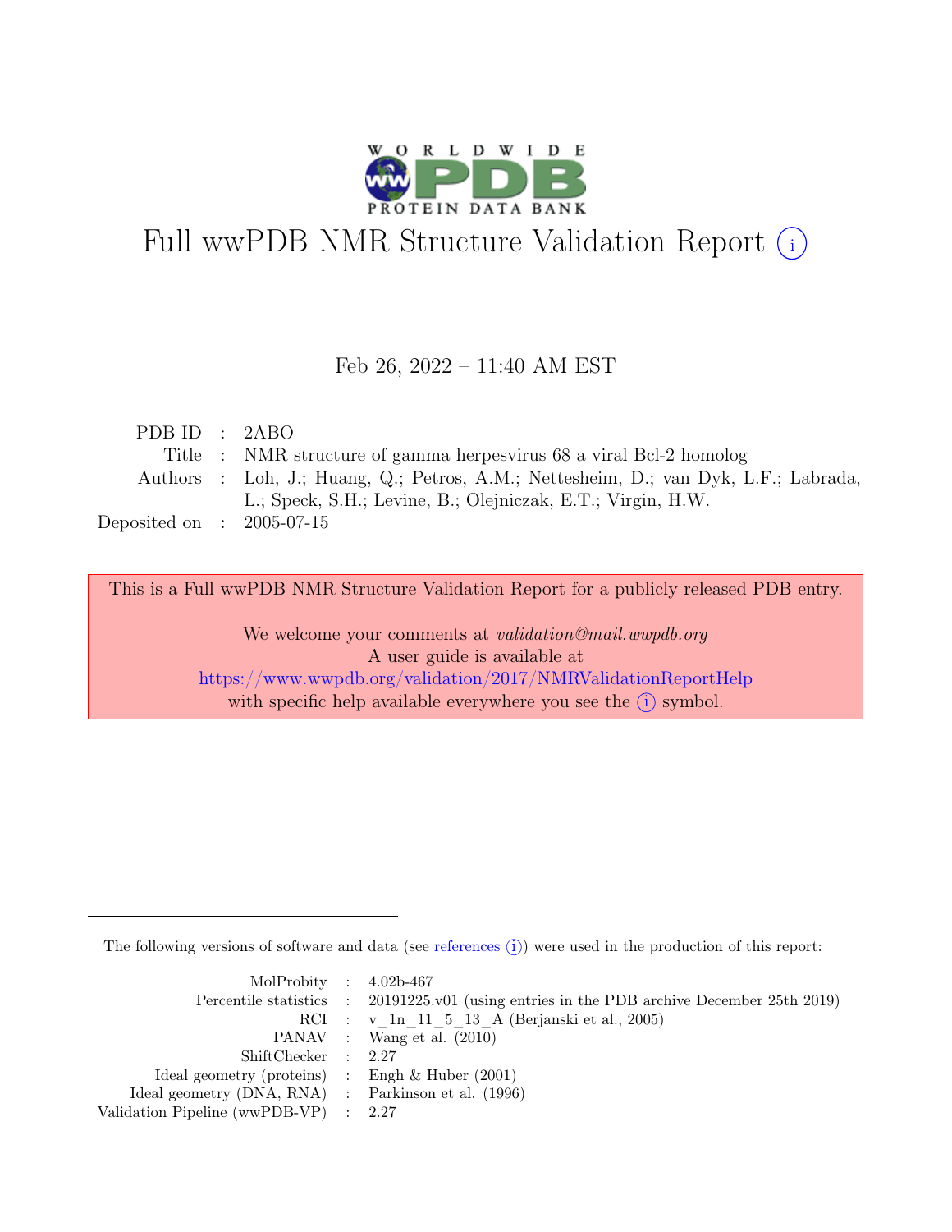# Full wwPDB NMR Structure Validation Report (i)

Feb 26, 2022 – 11:40 AM EST

| | | |
|---|---|---|
| PDB ID | : | 2ABO |
| Title | : | NMR structure of gamma herpesvirus 68 a viral Bcl-2 homolog |
| Authors | : | Loh, J.; Huang, Q.; Petros, A.M.; Nettesheim, D.; van Dyk, L.F.; Labrada, L.; Speck, S.H.; Levine, B.; Olejniczak, E.T.; Virgin, H.W. |
| Deposited on | : | 2005-07-15 |

This is a Full wwPDB NMR Structure Validation Report for a publicly released PDB entry.

We welcome your comments at *validation@mail.wwpdb.org*
A user guide is available at
https://www.wwpdb.org/validation/2017/NMRValidationReportHelp
with specific help available everywhere you see the (i) symbol.

---

The following versions of software and data (see references (i)) were used in the production of this report:

| | | |
|---|---|---|
| MolProbity | : | 4.02b-467 |
| Percentile statistics | : | 20191225.v01 (using entries in the PDB archive December 25th 2019) |
| RCI | : | v_1n_11_5_13_A (Berjanski et al., 2005) |
| PANAV | : | Wang et al. (2010) |
| ShiftChecker | : | 2.27 |
| Ideal geometry (proteins) | : | Engh & Huber (2001) |
| Ideal geometry (DNA, RNA) | : | Parkinson et al. (1996) |
| Validation Pipeline (wwPDB-VP) | : | 2.27 |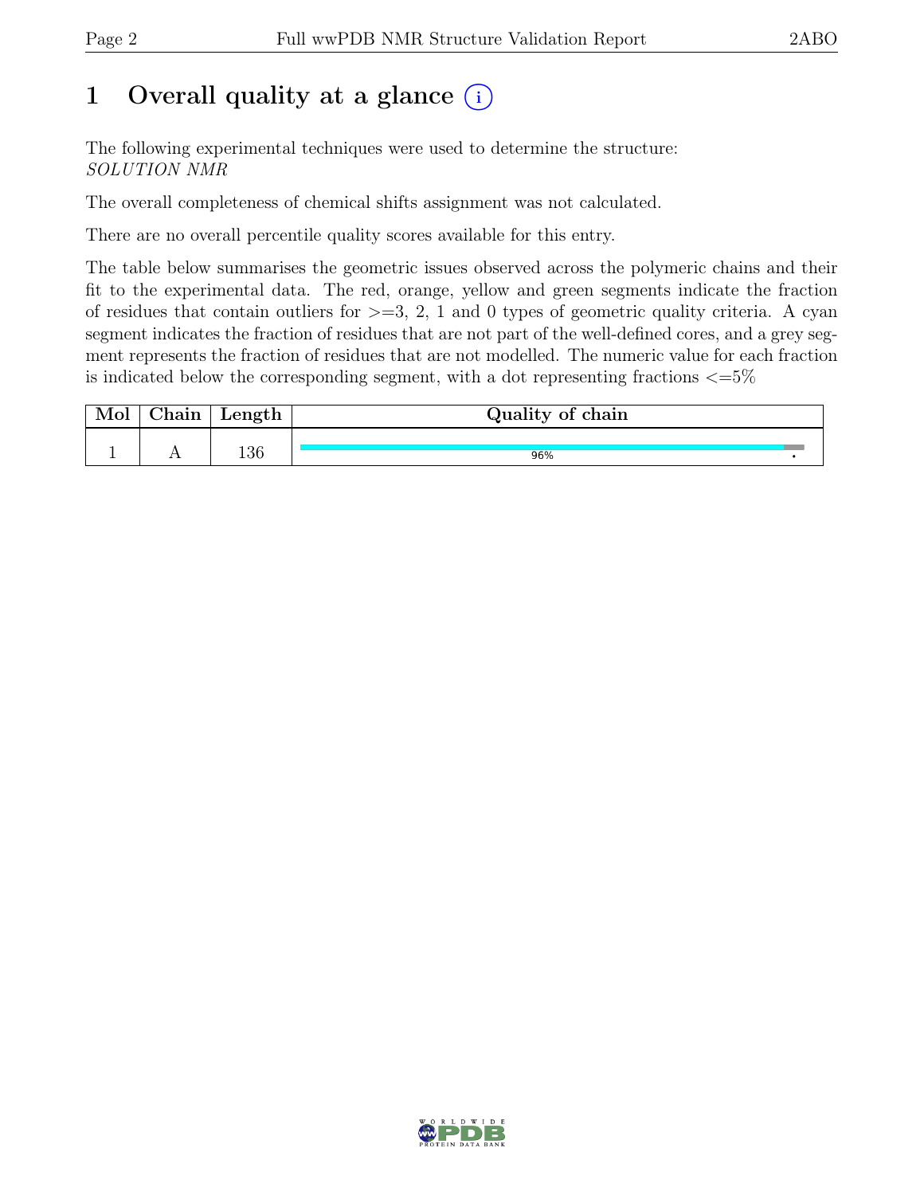# 1 Overall quality at a glance (i)

The following experimental techniques were used to determine the structure:
*SOLUTION NMR*

The overall completeness of chemical shifts assignment was not calculated.

There are no overall percentile quality scores available for this entry.

The table below summarises the geometric issues observed across the polymeric chains and their fit to the experimental data. The red, orange, yellow and green segments indicate the fraction of residues that contain outliers for >=3, 2, 1 and 0 types of geometric quality criteria. A cyan segment indicates the fraction of residues that are not part of the well-defined cores, and a grey segment represents the fraction of residues that are not modelled. The numeric value for each fraction is indicated below the corresponding segment, with a dot representing fractions <=5%

| Mol | Chain | Length | Quality of chain |
|---|---|---|---|
| 1 | A | 136 | 96% • |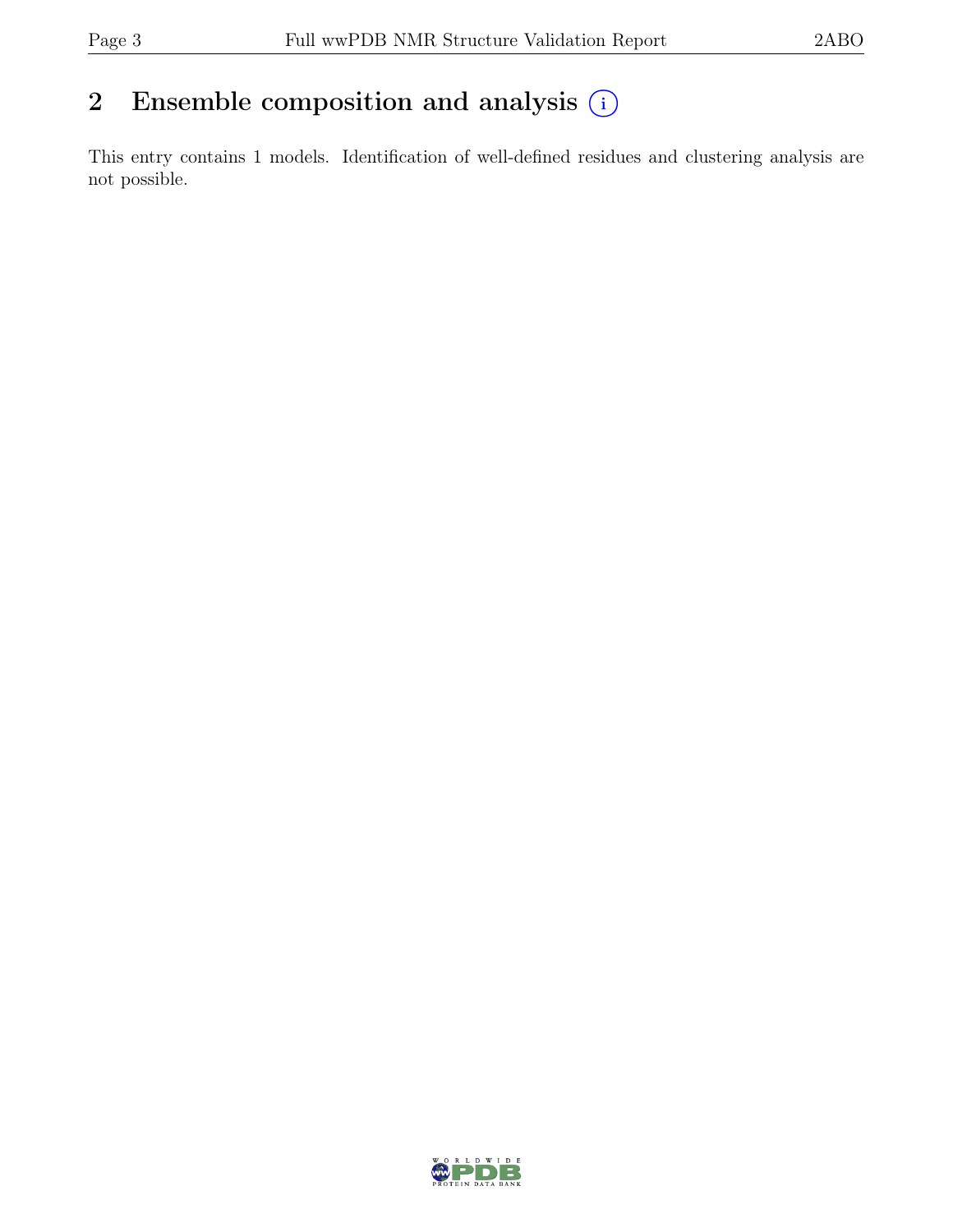## 2 Ensemble composition and analysis

This entry contains 1 models. Identification of well-defined residues and clustering analysis are not possible.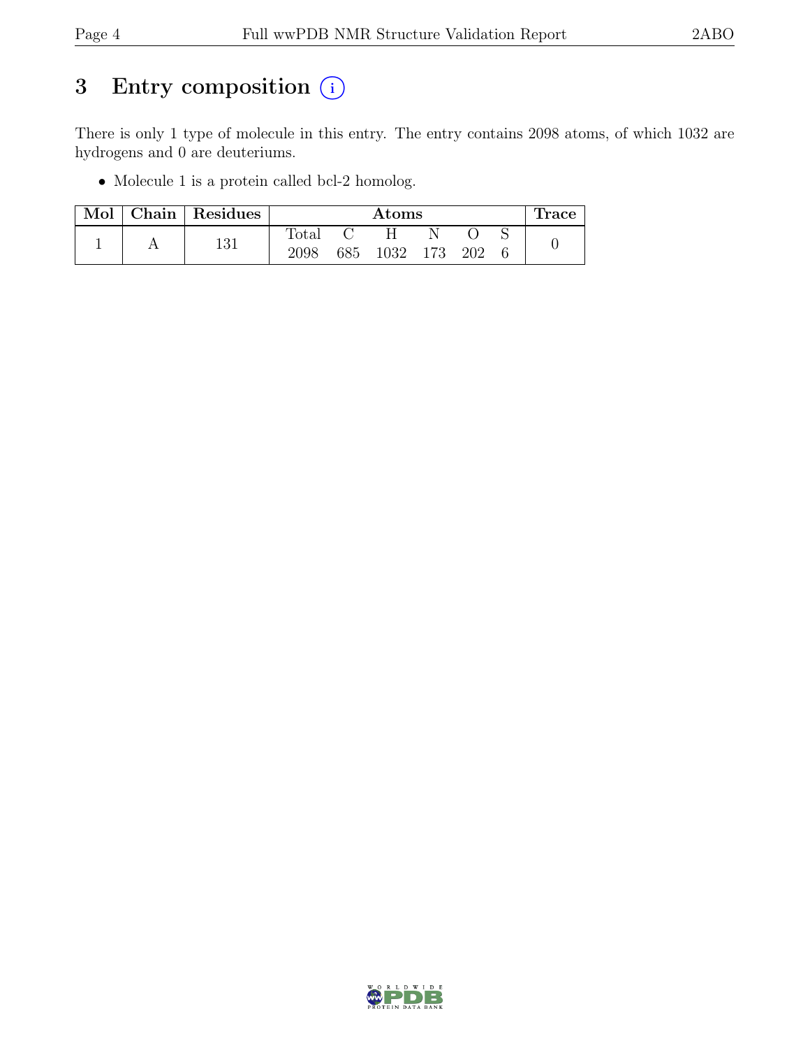# 3 Entry composition (i)

There is only 1 type of molecule in this entry. The entry contains 2098 atoms, of which 1032 are hydrogens and 0 are deuteriums.

- Molecule 1 is a protein called bcl-2 homolog.

| Mol | Chain | Residues | Atoms | | | | | | Trace |
|---|---|---|---|---|---|---|---|---|---|
| | | | Total | C | H | N | O | S | |
| 1 | A | 131 | 2098 | 685 | 1032 | 173 | 202 | 6 | 0 |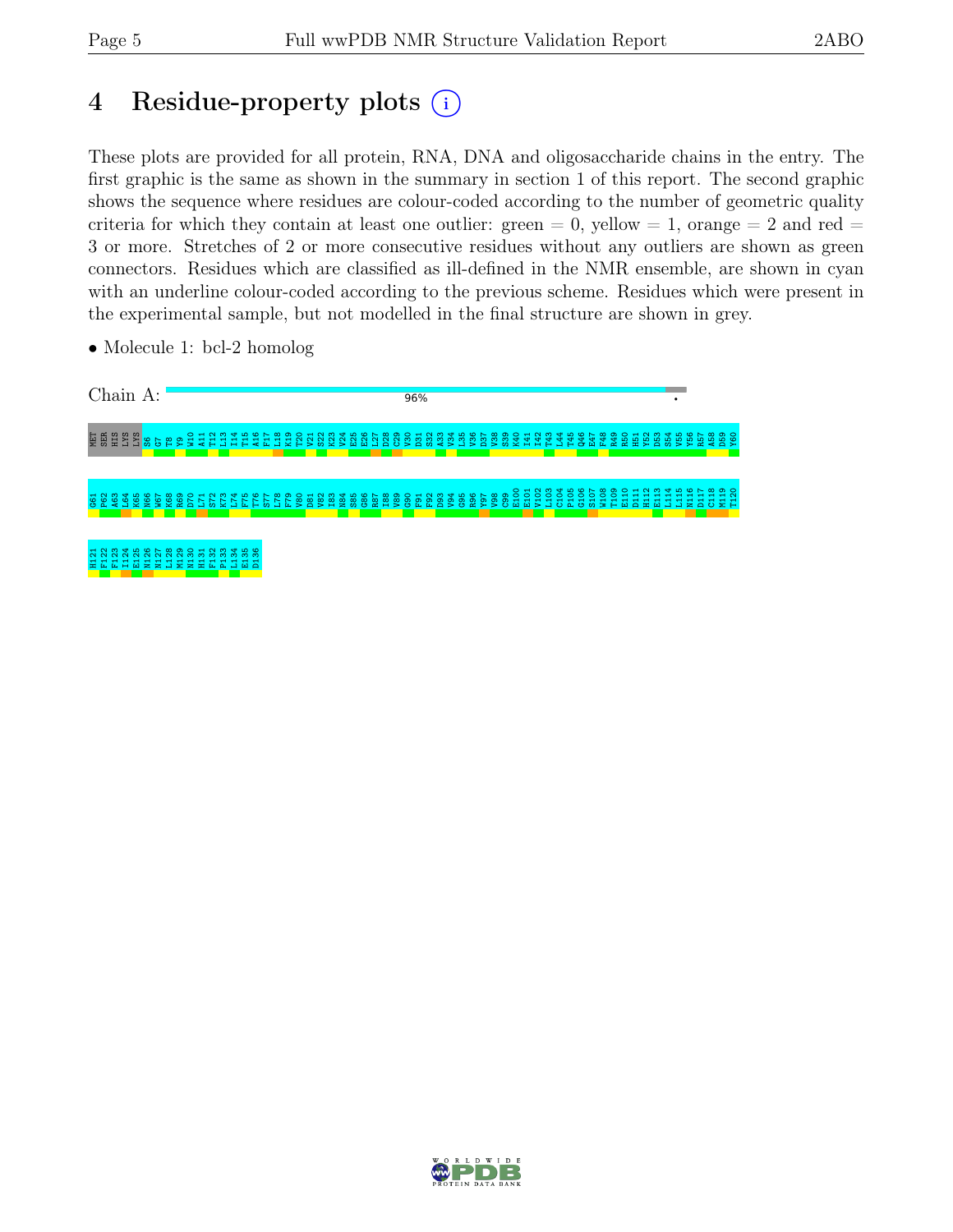# 4 Residue-property plots

These plots are provided for all protein, RNA, DNA and oligosaccharide chains in the entry. The first graphic is the same as shown in the summary in section 1 of this report. The second graphic shows the sequence where residues are colour-coded according to the number of geometric quality criteria for which they contain at least one outlier: green = 0, yellow = 1, orange = 2 and red = 3 or more. Stretches of 2 or more consecutive residues without any outliers are shown as green connectors. Residues which are classified as ill-defined in the NMR ensemble, are shown in cyan with an underline colour-coded according to the previous scheme. Residues which were present in the experimental sample, but not modelled in the final structure are shown in grey.

- Molecule 1: bcl-2 homolog

Chain A: 96%

MET SER HIS LYS LYS S6 G7 T8 Y9 W10 A11 T12 L13 I14 T15 A16 F17 L18 K19 T20 V21 S22 K23 V24 E25 E26 L27 D28 C29 V30 D31 S32 A33 V34 L35 V36 D37 V38 S39 K40 I41 I42 T43 L44 T45 Q46 E47 F48 R49 R50 H51 Y52 D53 S54 V55 Y56 R57 A58 D59 Y60

G61 P62 A63 L64 K65 N66 W67 K68 R69 D70 L71 S72 K73 L74 F75 T76 S77 L78 F79 V80 D81 V82 I83 N84 S85 G86 R87 I88 V89 G90 F91 F92 D93 V94 G95 R96 Y97 V98 C99 E100 E101 V102 L103 C104 P105 G106 S107 W108 T109 E110 D111 H112 E113 L114 L115 H116 D117 C118 M119 T120

H121 F122 F123 I124 E125 N126 N127 L128 M129 N130 H131 F132 P133 L134 E135 D136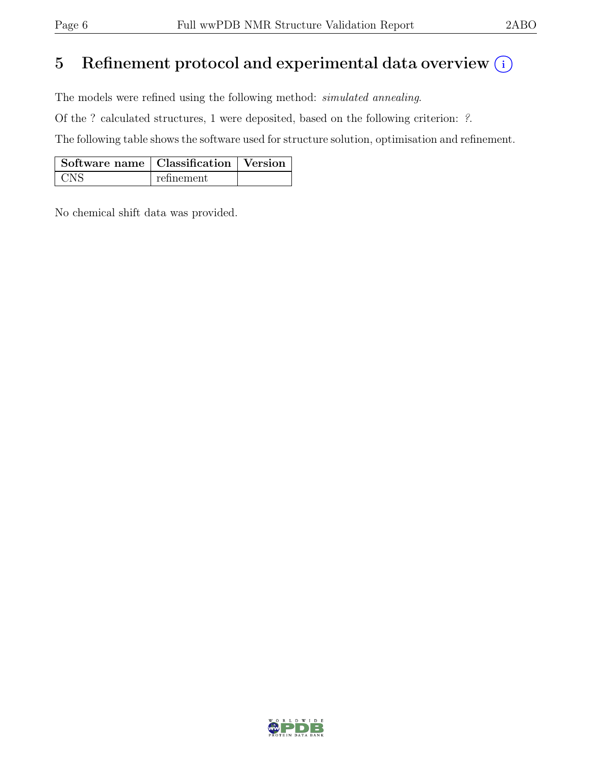# 5 Refinement protocol and experimental data overview

The models were refined using the following method: *simulated annealing*.

Of the ? calculated structures, 1 were deposited, based on the following criterion: *?*.

The following table shows the software used for structure solution, optimisation and refinement.

| Software name | Classification | Version |
|---|---|---|
| CNS | refinement | |

No chemical shift data was provided.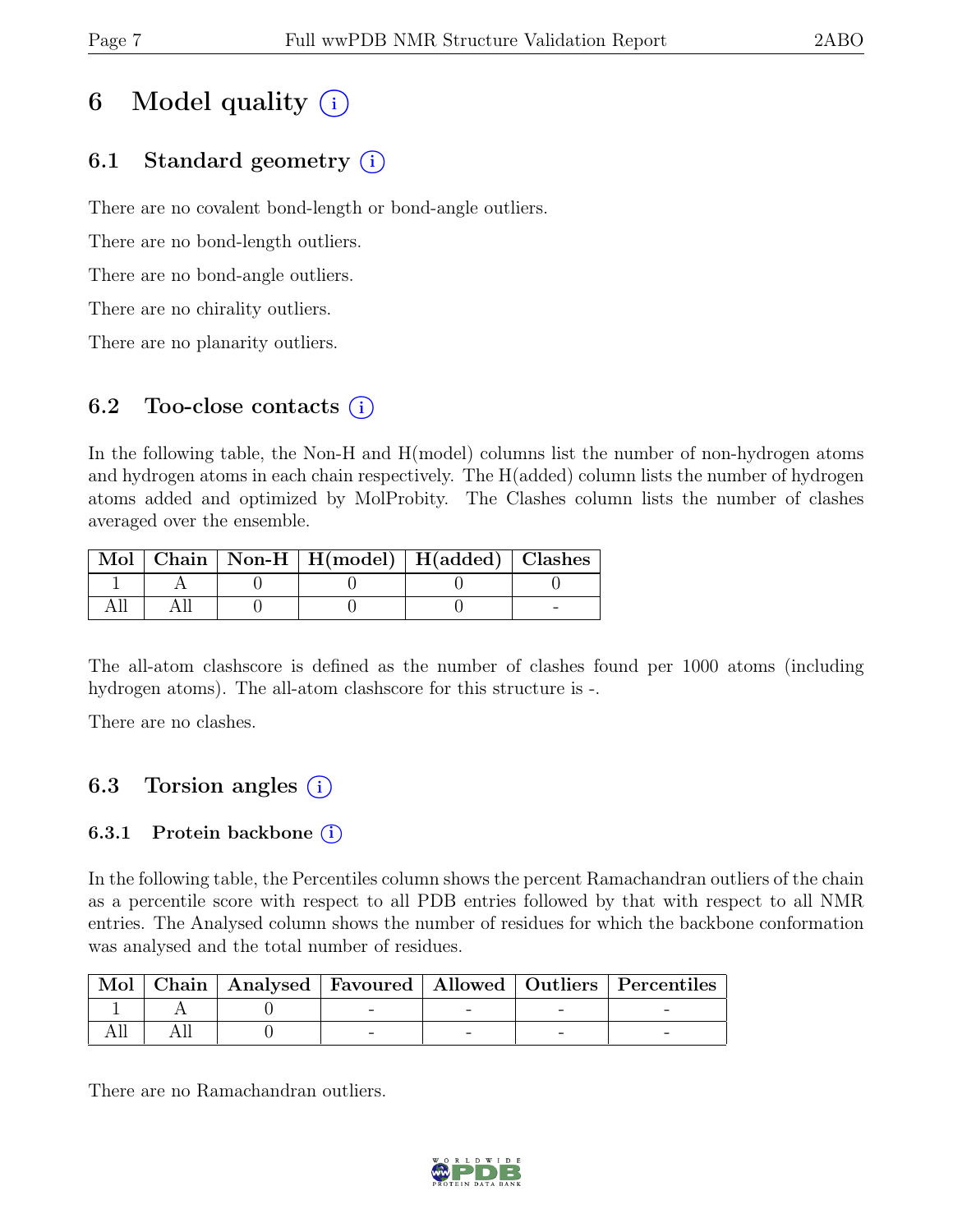# 6 Model quality (i)

## 6.1 Standard geometry (i)

There are no covalent bond-length or bond-angle outliers.

There are no bond-length outliers.

There are no bond-angle outliers.

There are no chirality outliers.

There are no planarity outliers.

## 6.2 Too-close contacts (i)

In the following table, the Non-H and H(model) columns list the number of non-hydrogen atoms and hydrogen atoms in each chain respectively. The H(added) column lists the number of hydrogen atoms added and optimized by MolProbity. The Clashes column lists the number of clashes averaged over the ensemble.

| Mol | Chain | Non-H | H(model) | H(added) | Clashes |
|---|---|---|---|---|---|
| 1 | A | 0 | 0 | 0 | 0 |
| All | All | 0 | 0 | 0 | - |

The all-atom clashscore is defined as the number of clashes found per 1000 atoms (including hydrogen atoms). The all-atom clashscore for this structure is -.

There are no clashes.

## 6.3 Torsion angles (i)

### 6.3.1 Protein backbone (i)

In the following table, the Percentiles column shows the percent Ramachandran outliers of the chain as a percentile score with respect to all PDB entries followed by that with respect to all NMR entries. The Analysed column shows the number of residues for which the backbone conformation was analysed and the total number of residues.

| Mol | Chain | Analysed | Favoured | Allowed | Outliers | Percentiles |
|---|---|---|---|---|---|---|
| 1 | A | 0 | - | - | - | - |
| All | All | 0 | - | - | - | - |

There are no Ramachandran outliers.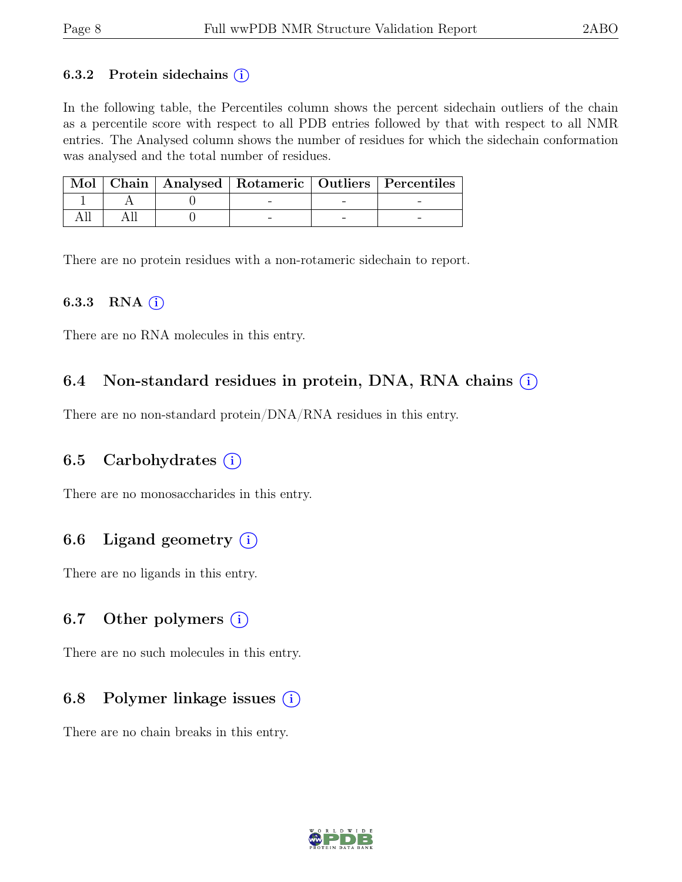### 6.3.2 Protein sidechains (i)

In the following table, the Percentiles column shows the percent sidechain outliers of the chain as a percentile score with respect to all PDB entries followed by that with respect to all NMR entries. The Analysed column shows the number of residues for which the sidechain conformation was analysed and the total number of residues.

| Mol | Chain | Analysed | Rotameric | Outliers | Percentiles |
|---|---|---|---|---|---|
| 1 | A | 0 | - | - | - |
| All | All | 0 | - | - | - |

There are no protein residues with a non-rotameric sidechain to report.

### 6.3.3 RNA (i)

There are no RNA molecules in this entry.

## 6.4 Non-standard residues in protein, DNA, RNA chains (i)

There are no non-standard protein/DNA/RNA residues in this entry.

## 6.5 Carbohydrates (i)

There are no monosaccharides in this entry.

## 6.6 Ligand geometry (i)

There are no ligands in this entry.

## 6.7 Other polymers (i)

There are no such molecules in this entry.

## 6.8 Polymer linkage issues (i)

There are no chain breaks in this entry.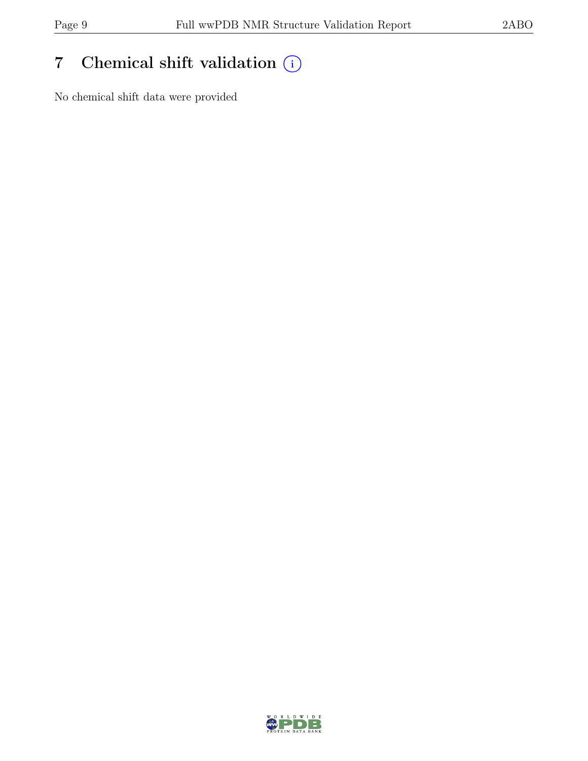# 7 Chemical shift validation

No chemical shift data were provided